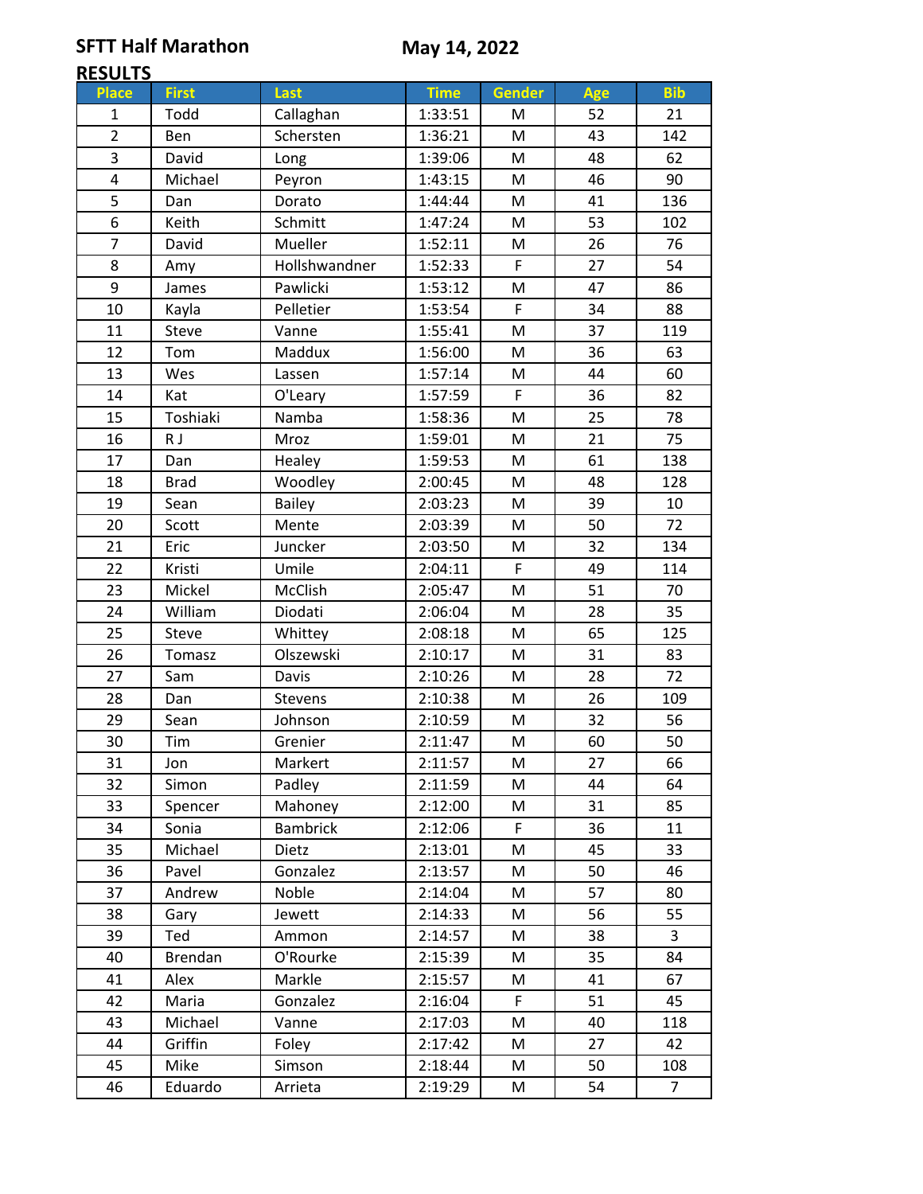**SFTT Half Marathon** **May 14, 2022**

**RESULTS**

| Place | First | Last | Time | Gender | Age | Bib |
|---|---|---|---|---|---|---|
| 1 | Todd | Callaghan | 1:33:51 | M | 52 | 21 |
| 2 | Ben | Schersten | 1:36:21 | M | 43 | 142 |
| 3 | David | Long | 1:39:06 | M | 48 | 62 |
| 4 | Michael | Peyron | 1:43:15 | M | 46 | 90 |
| 5 | Dan | Dorato | 1:44:44 | M | 41 | 136 |
| 6 | Keith | Schmitt | 1:47:24 | M | 53 | 102 |
| 7 | David | Mueller | 1:52:11 | M | 26 | 76 |
| 8 | Amy | Hollshwandner | 1:52:33 | F | 27 | 54 |
| 9 | James | Pawlicki | 1:53:12 | M | 47 | 86 |
| 10 | Kayla | Pelletier | 1:53:54 | F | 34 | 88 |
| 11 | Steve | Vanne | 1:55:41 | M | 37 | 119 |
| 12 | Tom | Maddux | 1:56:00 | M | 36 | 63 |
| 13 | Wes | Lassen | 1:57:14 | M | 44 | 60 |
| 14 | Kat | O'Leary | 1:57:59 | F | 36 | 82 |
| 15 | Toshiaki | Namba | 1:58:36 | M | 25 | 78 |
| 16 | R J | Mroz | 1:59:01 | M | 21 | 75 |
| 17 | Dan | Healey | 1:59:53 | M | 61 | 138 |
| 18 | Brad | Woodley | 2:00:45 | M | 48 | 128 |
| 19 | Sean | Bailey | 2:03:23 | M | 39 | 10 |
| 20 | Scott | Mente | 2:03:39 | M | 50 | 72 |
| 21 | Eric | Juncker | 2:03:50 | M | 32 | 134 |
| 22 | Kristi | Umile | 2:04:11 | F | 49 | 114 |
| 23 | Mickel | McClish | 2:05:47 | M | 51 | 70 |
| 24 | William | Diodati | 2:06:04 | M | 28 | 35 |
| 25 | Steve | Whittey | 2:08:18 | M | 65 | 125 |
| 26 | Tomasz | Olszewski | 2:10:17 | M | 31 | 83 |
| 27 | Sam | Davis | 2:10:26 | M | 28 | 72 |
| 28 | Dan | Stevens | 2:10:38 | M | 26 | 109 |
| 29 | Sean | Johnson | 2:10:59 | M | 32 | 56 |
| 30 | Tim | Grenier | 2:11:47 | M | 60 | 50 |
| 31 | Jon | Markert | 2:11:57 | M | 27 | 66 |
| 32 | Simon | Padley | 2:11:59 | M | 44 | 64 |
| 33 | Spencer | Mahoney | 2:12:00 | M | 31 | 85 |
| 34 | Sonia | Bambrick | 2:12:06 | F | 36 | 11 |
| 35 | Michael | Dietz | 2:13:01 | M | 45 | 33 |
| 36 | Pavel | Gonzalez | 2:13:57 | M | 50 | 46 |
| 37 | Andrew | Noble | 2:14:04 | M | 57 | 80 |
| 38 | Gary | Jewett | 2:14:33 | M | 56 | 55 |
| 39 | Ted | Ammon | 2:14:57 | M | 38 | 3 |
| 40 | Brendan | O'Rourke | 2:15:39 | M | 35 | 84 |
| 41 | Alex | Markle | 2:15:57 | M | 41 | 67 |
| 42 | Maria | Gonzalez | 2:16:04 | F | 51 | 45 |
| 43 | Michael | Vanne | 2:17:03 | M | 40 | 118 |
| 44 | Griffin | Foley | 2:17:42 | M | 27 | 42 |
| 45 | Mike | Simson | 2:18:44 | M | 50 | 108 |
| 46 | Eduardo | Arrieta | 2:19:29 | M | 54 | 7 |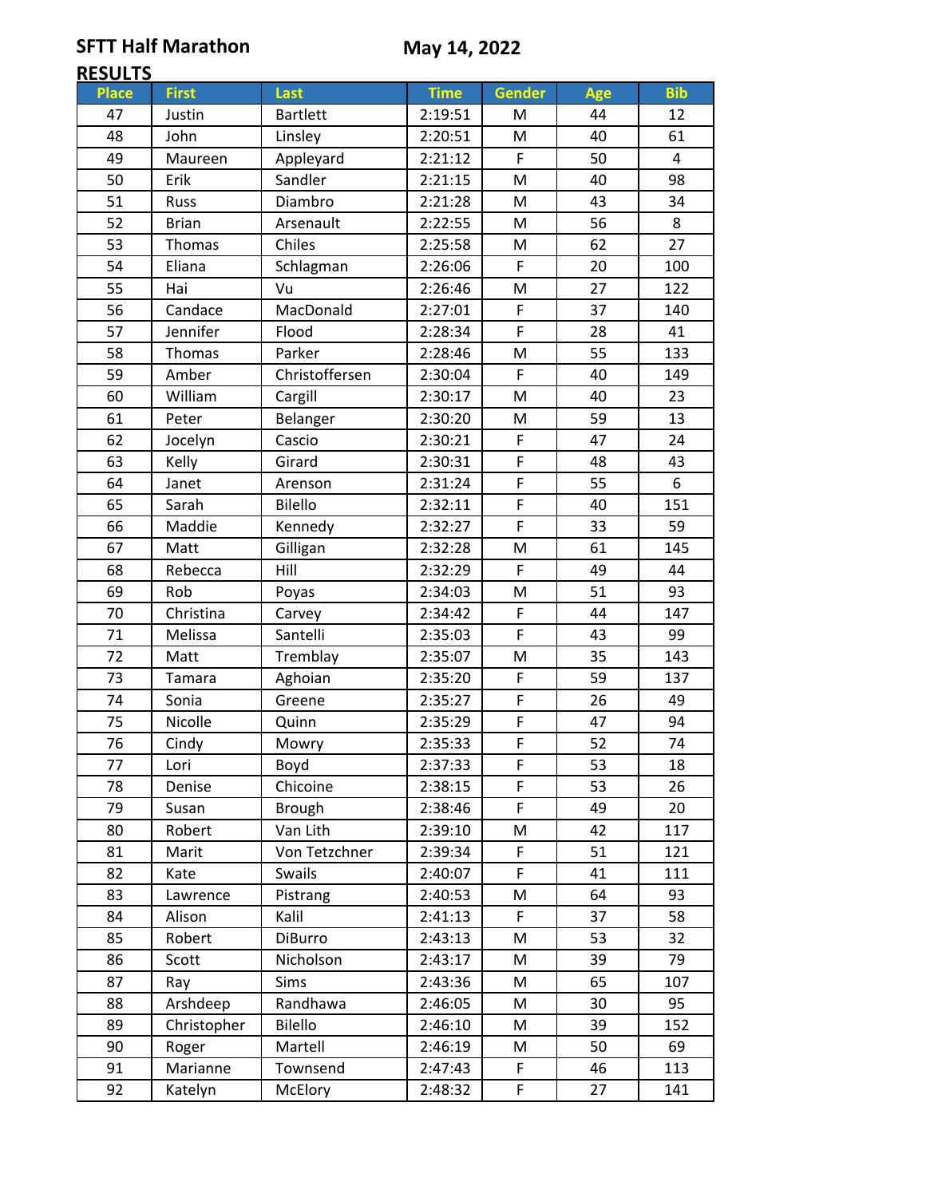**SFTT Half Marathon** **May 14, 2022**

**RESULTS**

| Place | First | Last | Time | Gender | Age | Bib |
|---|---|---|---|---|---|---|
| 47 | Justin | Bartlett | 2:19:51 | M | 44 | 12 |
| 48 | John | Linsley | 2:20:51 | M | 40 | 61 |
| 49 | Maureen | Appleyard | 2:21:12 | F | 50 | 4 |
| 50 | Erik | Sandler | 2:21:15 | M | 40 | 98 |
| 51 | Russ | Diambro | 2:21:28 | M | 43 | 34 |
| 52 | Brian | Arsenault | 2:22:55 | M | 56 | 8 |
| 53 | Thomas | Chiles | 2:25:58 | M | 62 | 27 |
| 54 | Eliana | Schlagman | 2:26:06 | F | 20 | 100 |
| 55 | Hai | Vu | 2:26:46 | M | 27 | 122 |
| 56 | Candace | MacDonald | 2:27:01 | F | 37 | 140 |
| 57 | Jennifer | Flood | 2:28:34 | F | 28 | 41 |
| 58 | Thomas | Parker | 2:28:46 | M | 55 | 133 |
| 59 | Amber | Christoffersen | 2:30:04 | F | 40 | 149 |
| 60 | William | Cargill | 2:30:17 | M | 40 | 23 |
| 61 | Peter | Belanger | 2:30:20 | M | 59 | 13 |
| 62 | Jocelyn | Cascio | 2:30:21 | F | 47 | 24 |
| 63 | Kelly | Girard | 2:30:31 | F | 48 | 43 |
| 64 | Janet | Arenson | 2:31:24 | F | 55 | 6 |
| 65 | Sarah | Bilello | 2:32:11 | F | 40 | 151 |
| 66 | Maddie | Kennedy | 2:32:27 | F | 33 | 59 |
| 67 | Matt | Gilligan | 2:32:28 | M | 61 | 145 |
| 68 | Rebecca | Hill | 2:32:29 | F | 49 | 44 |
| 69 | Rob | Poyas | 2:34:03 | M | 51 | 93 |
| 70 | Christina | Carvey | 2:34:42 | F | 44 | 147 |
| 71 | Melissa | Santelli | 2:35:03 | F | 43 | 99 |
| 72 | Matt | Tremblay | 2:35:07 | M | 35 | 143 |
| 73 | Tamara | Aghoian | 2:35:20 | F | 59 | 137 |
| 74 | Sonia | Greene | 2:35:27 | F | 26 | 49 |
| 75 | Nicolle | Quinn | 2:35:29 | F | 47 | 94 |
| 76 | Cindy | Mowry | 2:35:33 | F | 52 | 74 |
| 77 | Lori | Boyd | 2:37:33 | F | 53 | 18 |
| 78 | Denise | Chicoine | 2:38:15 | F | 53 | 26 |
| 79 | Susan | Brough | 2:38:46 | F | 49 | 20 |
| 80 | Robert | Van Lith | 2:39:10 | M | 42 | 117 |
| 81 | Marit | Von Tetzchner | 2:39:34 | F | 51 | 121 |
| 82 | Kate | Swails | 2:40:07 | F | 41 | 111 |
| 83 | Lawrence | Pistrang | 2:40:53 | M | 64 | 93 |
| 84 | Alison | Kalil | 2:41:13 | F | 37 | 58 |
| 85 | Robert | DiBurro | 2:43:13 | M | 53 | 32 |
| 86 | Scott | Nicholson | 2:43:17 | M | 39 | 79 |
| 87 | Ray | Sims | 2:43:36 | M | 65 | 107 |
| 88 | Arshdeep | Randhawa | 2:46:05 | M | 30 | 95 |
| 89 | Christopher | Bilello | 2:46:10 | M | 39 | 152 |
| 90 | Roger | Martell | 2:46:19 | M | 50 | 69 |
| 91 | Marianne | Townsend | 2:47:43 | F | 46 | 113 |
| 92 | Katelyn | McElory | 2:48:32 | F | 27 | 141 |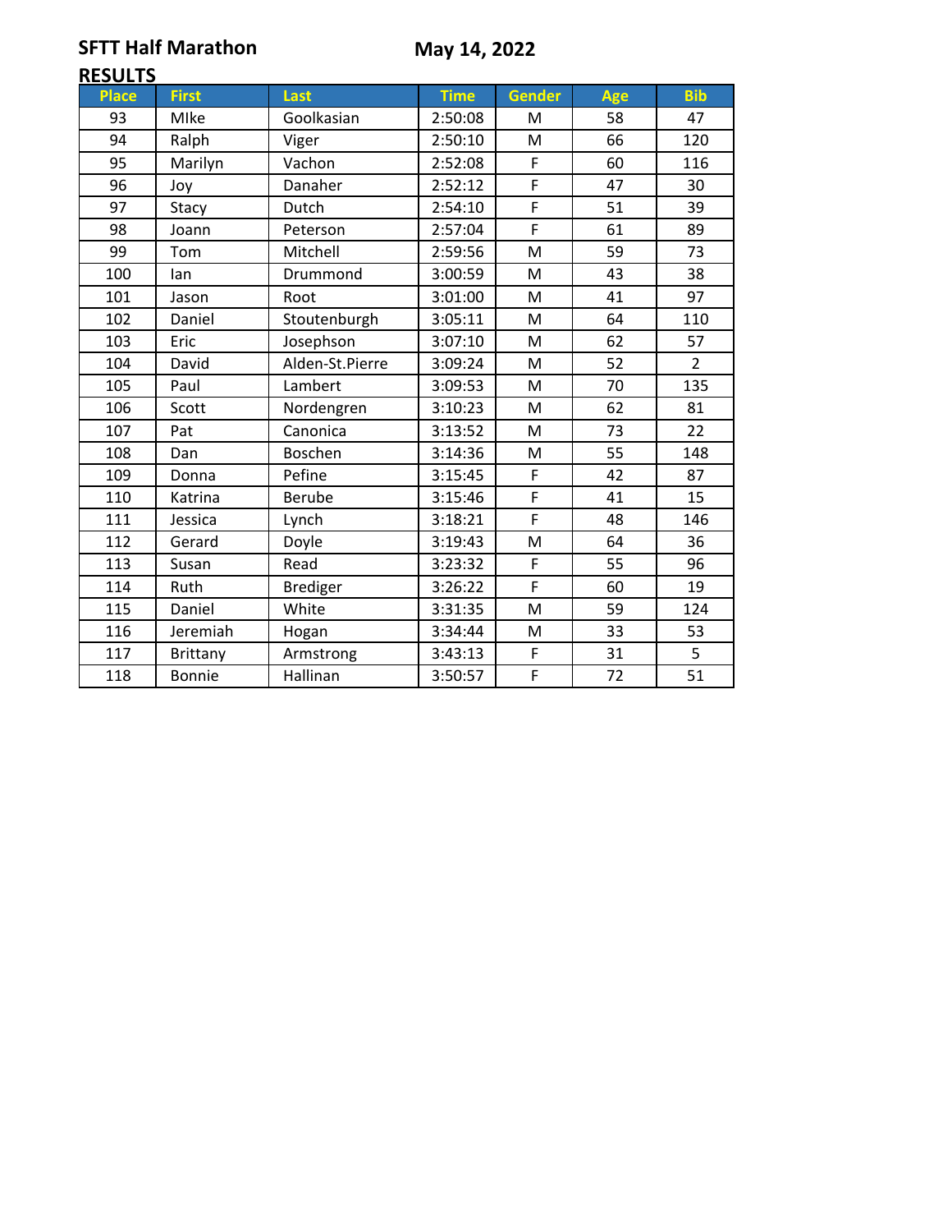**SFTT Half Marathon** **May 14, 2022**

**RESULTS**

| Place | First | Last | Time | Gender | Age | Bib |
|---|---|---|---|---|---|---|
| 93 | MIke | Goolkasian | 2:50:08 | M | 58 | 47 |
| 94 | Ralph | Viger | 2:50:10 | M | 66 | 120 |
| 95 | Marilyn | Vachon | 2:52:08 | F | 60 | 116 |
| 96 | Joy | Danaher | 2:52:12 | F | 47 | 30 |
| 97 | Stacy | Dutch | 2:54:10 | F | 51 | 39 |
| 98 | Joann | Peterson | 2:57:04 | F | 61 | 89 |
| 99 | Tom | Mitchell | 2:59:56 | M | 59 | 73 |
| 100 | Ian | Drummond | 3:00:59 | M | 43 | 38 |
| 101 | Jason | Root | 3:01:00 | M | 41 | 97 |
| 102 | Daniel | Stoutenburgh | 3:05:11 | M | 64 | 110 |
| 103 | Eric | Josephson | 3:07:10 | M | 62 | 57 |
| 104 | David | Alden-St.Pierre | 3:09:24 | M | 52 | 2 |
| 105 | Paul | Lambert | 3:09:53 | M | 70 | 135 |
| 106 | Scott | Nordengren | 3:10:23 | M | 62 | 81 |
| 107 | Pat | Canonica | 3:13:52 | M | 73 | 22 |
| 108 | Dan | Boschen | 3:14:36 | M | 55 | 148 |
| 109 | Donna | Pefine | 3:15:45 | F | 42 | 87 |
| 110 | Katrina | Berube | 3:15:46 | F | 41 | 15 |
| 111 | Jessica | Lynch | 3:18:21 | F | 48 | 146 |
| 112 | Gerard | Doyle | 3:19:43 | M | 64 | 36 |
| 113 | Susan | Read | 3:23:32 | F | 55 | 96 |
| 114 | Ruth | Brediger | 3:26:22 | F | 60 | 19 |
| 115 | Daniel | White | 3:31:35 | M | 59 | 124 |
| 116 | Jeremiah | Hogan | 3:34:44 | M | 33 | 53 |
| 117 | Brittany | Armstrong | 3:43:13 | F | 31 | 5 |
| 118 | Bonnie | Hallinan | 3:50:57 | F | 72 | 51 |